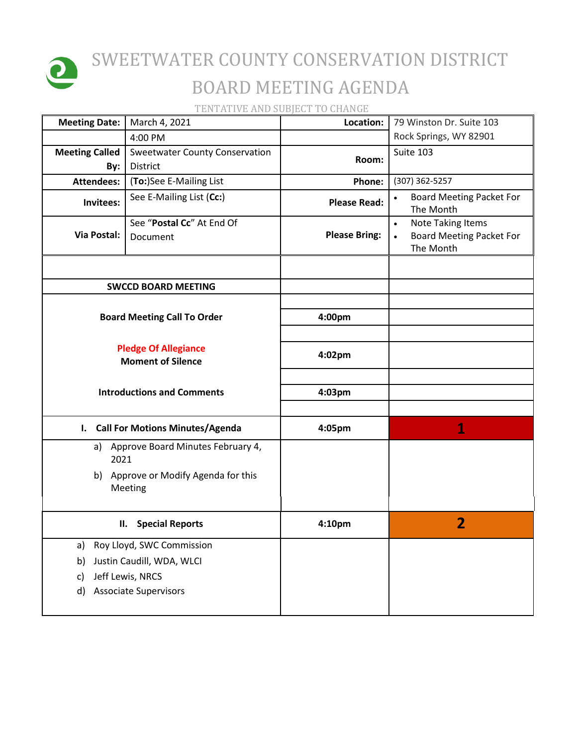# SWEETWATER COUNTY CONSERVATION DISTRICT

## BOARD MEETING AGENDA

TENTATIVE AND SUBJECT TO CHANGE

| | | | |
|---|---|---|---|
| **Meeting Date:** | March 4, 2021 | **Location:** | 79 Winston Dr. Suite 103 |
| | 4:00 PM | | Rock Springs, WY 82901 |
| **Meeting Called By:** | Sweetwater County Conservation District | **Room:** | Suite 103 |
| **Attendees:** | (**To:**)See E-Mailing List | **Phone:** | (307) 362-5257 |
| **Invitees:** | See E-Mailing List (**Cc:**) | **Please Read:** | • Board Meeting Packet For The Month |
| **Via Postal:** | See "**Postal Cc**" At End Of Document | **Please Bring:** | • Note Taking Items<br>• Board Meeting Packet For The Month |

| | | |
|---|---|---|
| **SWCCD BOARD MEETING** | | |
| **Board Meeting Call To Order** | **4:00pm** | |
| **Pledge Of Allegiance**<br>**Moment of Silence** | **4:02pm** | |
| **Introductions and Comments** | **4:03pm** | |
| **I. Call For Motions Minutes/Agenda** | **4:05pm** | **1** |
| a) Approve Board Minutes February 4, 2021<br>b) Approve or Modify Agenda for this Meeting | | |
| **II. Special Reports** | **4:10pm** | **2** |
| a) Roy Lloyd, SWC Commission<br>b) Justin Caudill, WDA, WLCI<br>c) Jeff Lewis, NRCS<br>d) Associate Supervisors | | |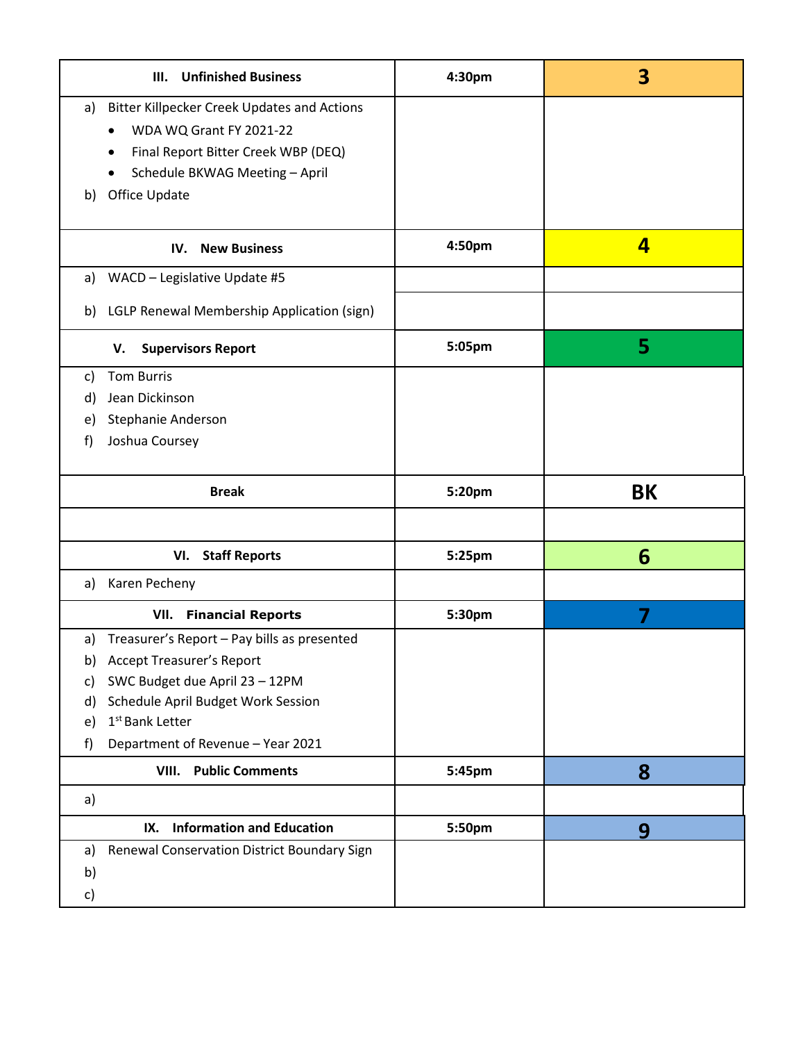| III. Unfinished Business | 4:30pm | 3 |
|---|---|---|
| a) Bitter Killpecker Creek Updates and Actions<br>• WDA WQ Grant FY 2021-22<br>• Final Report Bitter Creek WBP (DEQ)<br>• Schedule BKWAG Meeting – April<br>b) Office Update | | |
| **IV. New Business** | **4:50pm** | **4** |
| a) WACD – Legislative Update #5 | | |
| b) LGLP Renewal Membership Application (sign) | | |
| **V. Supervisors Report** | **5:05pm** | **5** |
| c) Tom Burris<br>d) Jean Dickinson<br>e) Stephanie Anderson<br>f) Joshua Coursey | | |
| **Break** | **5:20pm** | **BK** |
| | | |
| **VI. Staff Reports** | **5:25pm** | **6** |
| a) Karen Pecheny | | |
| **VII. Financial Reports** | **5:30pm** | **7** |
| a) Treasurer's Report – Pay bills as presented<br>b) Accept Treasurer's Report<br>c) SWC Budget due April 23 – 12PM<br>d) Schedule April Budget Work Session<br>e) 1st Bank Letter<br>f) Department of Revenue – Year 2021 | | |
| **VIII. Public Comments** | **5:45pm** | **8** |
| a) | | |
| **IX. Information and Education** | **5:50pm** | **9** |
| a) Renewal Conservation District Boundary Sign<br>b)<br>c) | | |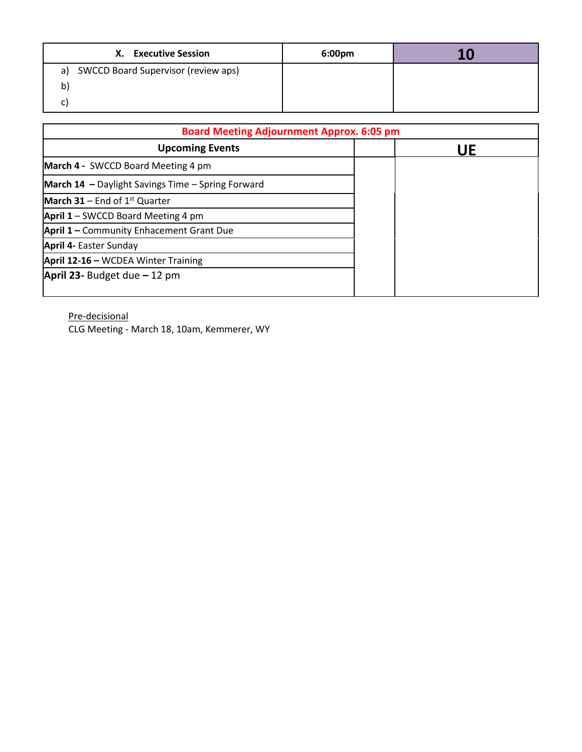| X. Executive Session | 6:00pm | 10 |
|---|---|---|
| a) SWCCD Board Supervisor (review aps)<br>b)<br>c) | | |

| Board Meeting Adjournment Approx. 6:05 pm | | |
|---|---|---|
| **Upcoming Events** | | **UE** |
| **March 4 -** SWCCD Board Meeting 4 pm | | |
| **March 14 –** Daylight Savings Time – Spring Forward | | |
| **March 31** – End of 1st Quarter | | |
| **April 1** – SWCCD Board Meeting 4 pm | | |
| **April 1 –** Community Enhacement Grant Due | | |
| **April 4-** Easter Sunday | | |
| **April 12-16 –** WCDEA Winter Training | | |
| **April 23-** Budget due **–** 12 pm | | |

Pre-decisional
CLG Meeting - March 18, 10am, Kemmerer, WY